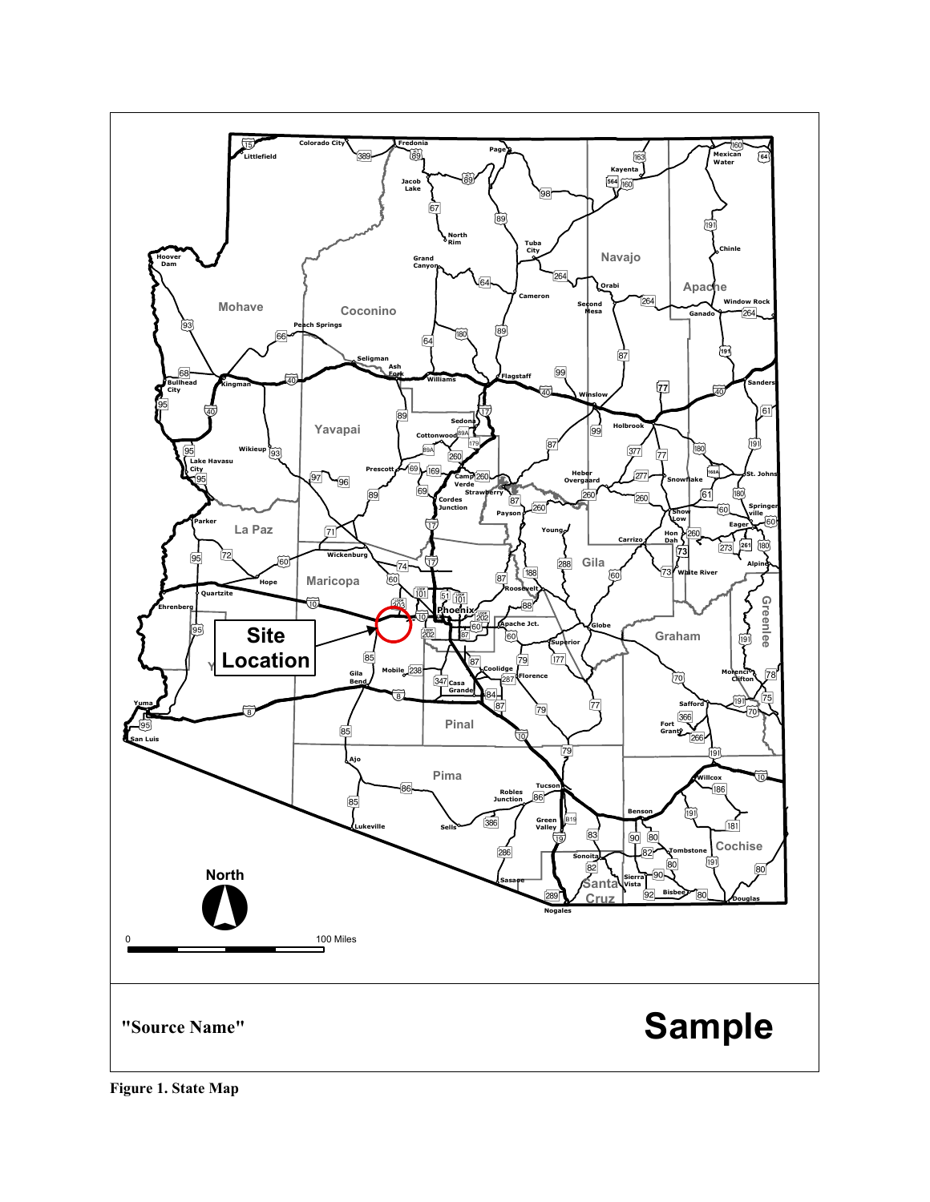"Source Name"

Sample

**Figure 1. State Map**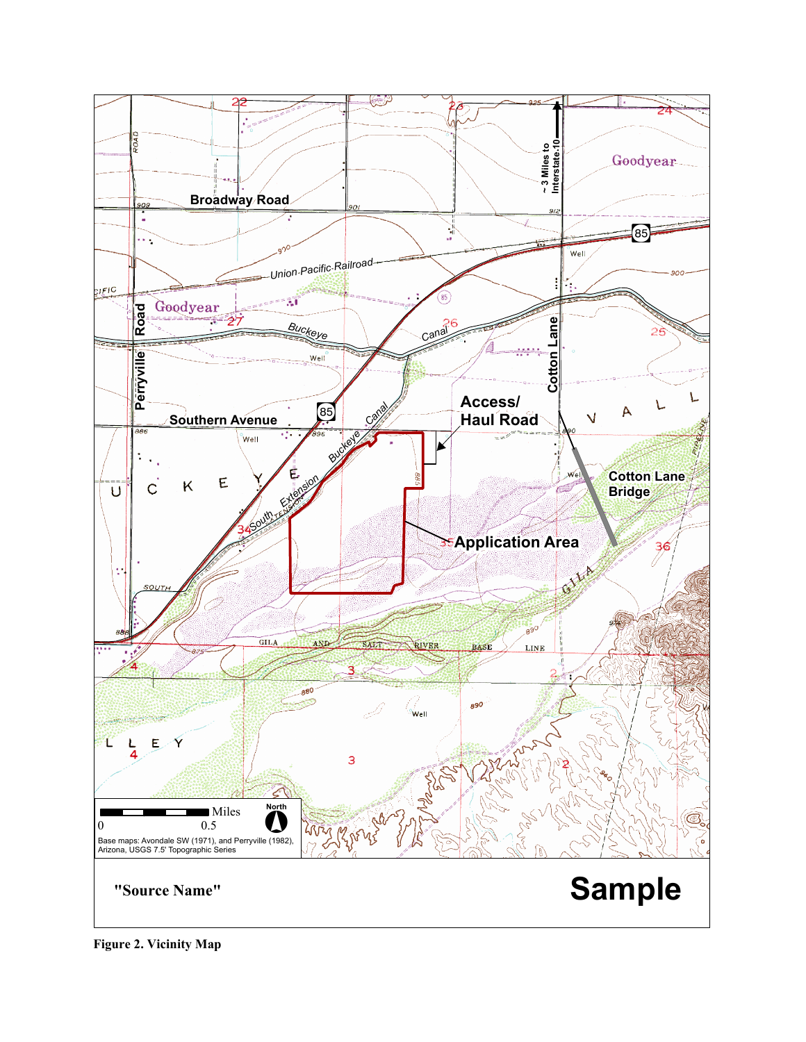Broadway Road

Union Pacific Railroad

Goodyear

Perryville Road

Buckeye Canal

Southern Avenue

85

South Extension

Access/ Haul Road

Cotton Lane

~3 Miles to Interstate 10

Cotton Lane Bridge

Application Area

GILA AND SALT RIVER BASE LINE

Miles

0 0.5

North

Base maps: Avondale SW (1971), and Perryville (1982), Arizona, USGS 7.5' Topographic Series

"Source Name"

**Sample**

**Figure 2. Vicinity Map**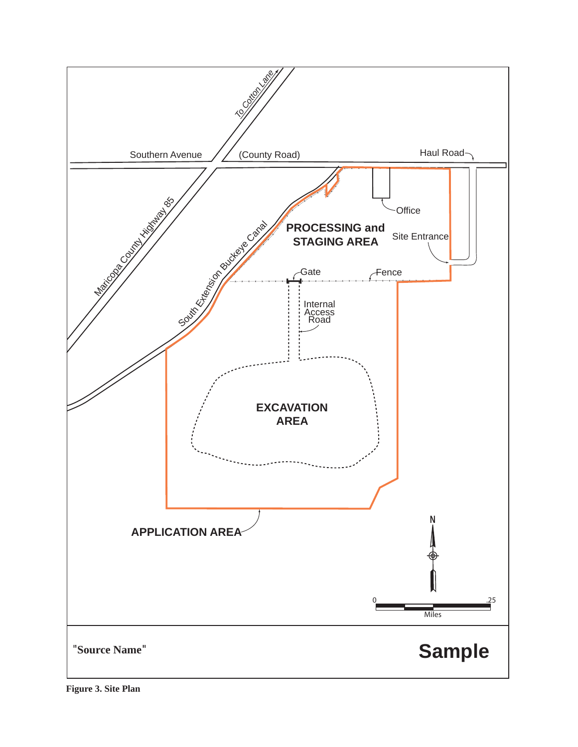To Cotton Lane

Southern Avenue

(County Road)

Haul Road

Maricopa County Highway 85

South Extension Buckeye Canal

Office

PROCESSING and STAGING AREA

Site Entrance

Gate

Fence

Internal Access Road

EXCAVATION AREA

APPLICATION AREA

N

0

.25

Miles

"Source Name"

Sample

**Figure 3. Site Plan**